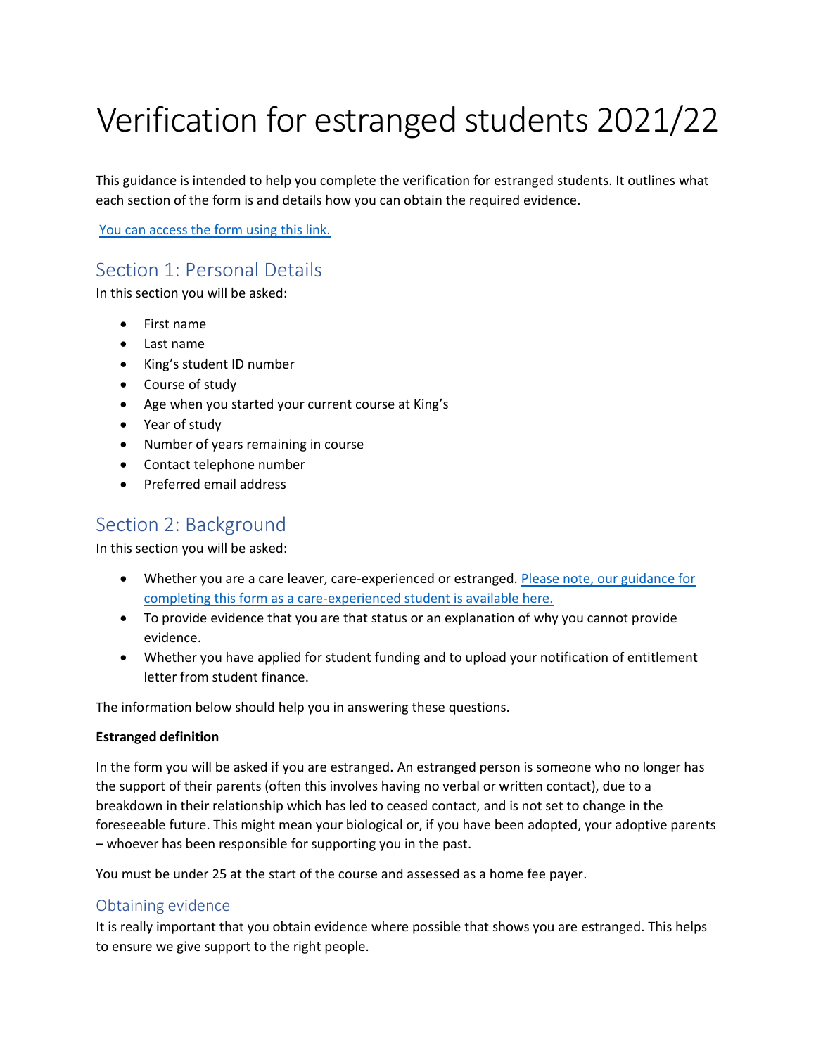# Verification for estranged students 2021/22

This guidance is intended to help you complete the verification for estranged students. It outlines what each section of the form is and details how you can obtain the required evidence.

You can access the form using this link.

## Section 1: Personal Details

In this section you will be asked:

- First name
- Last name
- King's student ID number
- Course of study
- Age when you started your current course at King's
- Year of study
- Number of years remaining in course
- Contact telephone number
- Preferred email address

## Section 2: Background

In this section you will be asked:

- Whether you are a care leaver, care-experienced or estranged. Please note, our guidance for completing this form as a care-experienced student is available here.
- To provide evidence that you are that status or an explanation of why you cannot provide evidence.
- Whether you have applied for student funding and to upload your notification of entitlement letter from student finance.

The information below should help you in answering these questions.

**Estranged definition**

In the form you will be asked if you are estranged. An estranged person is someone who no longer has the support of their parents (often this involves having no verbal or written contact), due to a breakdown in their relationship which has led to ceased contact, and is not set to change in the foreseeable future. This might mean your biological or, if you have been adopted, your adoptive parents – whoever has been responsible for supporting you in the past.

You must be under 25 at the start of the course and assessed as a home fee payer.

### Obtaining evidence

It is really important that you obtain evidence where possible that shows you are estranged. This helps to ensure we give support to the right people.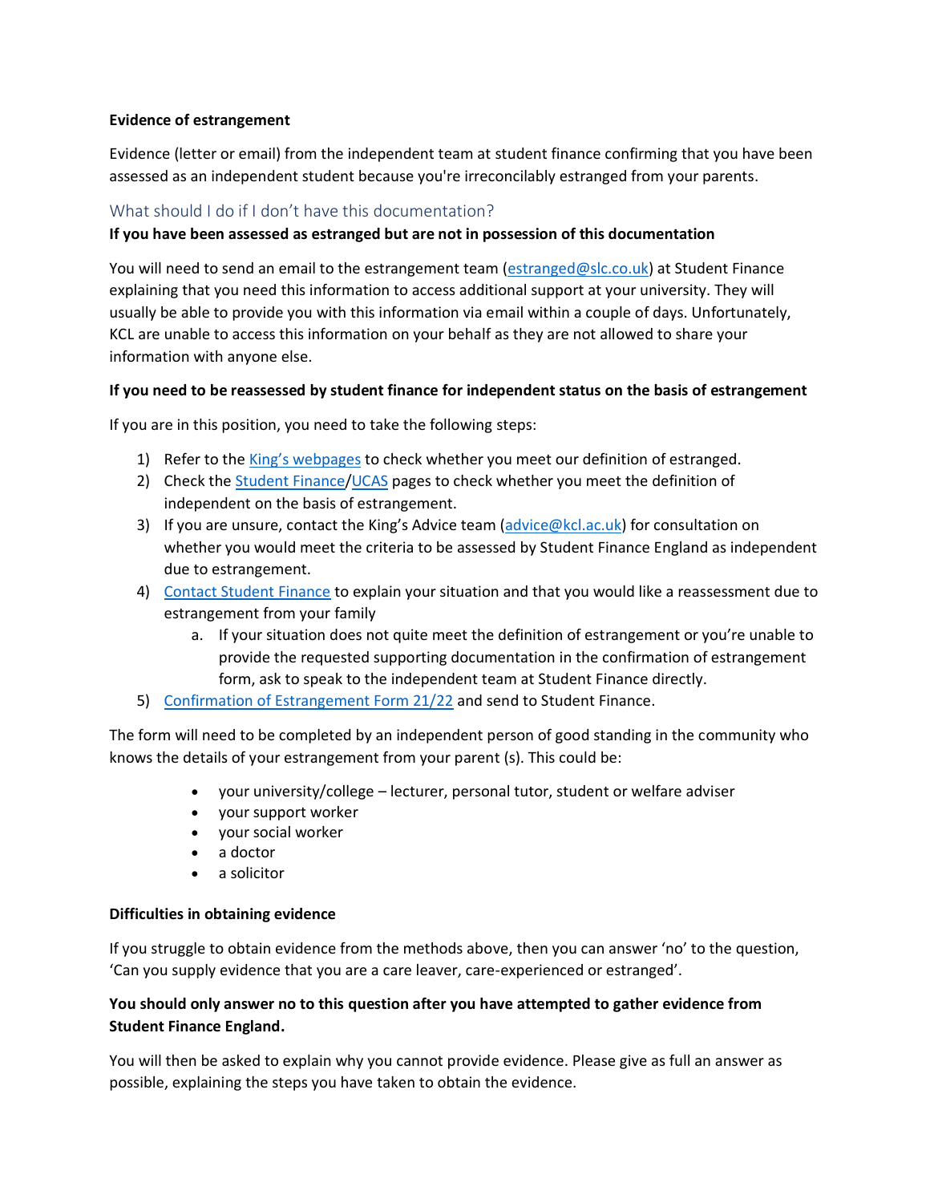**Evidence of estrangement**

Evidence (letter or email) from the independent team at student finance confirming that you have been assessed as an independent student because you're irreconcilably estranged from your parents.

### What should I do if I don't have this documentation?

**If you have been assessed as estranged but are not in possession of this documentation**

You will need to send an email to the estrangement team (estranged@slc.co.uk) at Student Finance explaining that you need this information to access additional support at your university. They will usually be able to provide you with this information via email within a couple of days. Unfortunately, KCL are unable to access this information on your behalf as they are not allowed to share your information with anyone else.

**If you need to be reassessed by student finance for independent status on the basis of estrangement**

If you are in this position, you need to take the following steps:

1) Refer to the King's webpages to check whether you meet our definition of estranged.
2) Check the Student Finance/UCAS pages to check whether you meet the definition of independent on the basis of estrangement.
3) If you are unsure, contact the King's Advice team (advice@kcl.ac.uk) for consultation on whether you would meet the criteria to be assessed by Student Finance England as independent due to estrangement.
4) Contact Student Finance to explain your situation and that you would like a reassessment due to estrangement from your family
    a. If your situation does not quite meet the definition of estrangement or you're unable to provide the requested supporting documentation in the confirmation of estrangement form, ask to speak to the independent team at Student Finance directly.
5) Confirmation of Estrangement Form 21/22 and send to Student Finance.

The form will need to be completed by an independent person of good standing in the community who knows the details of your estrangement from your parent (s). This could be:

- your university/college – lecturer, personal tutor, student or welfare adviser
- your support worker
- your social worker
- a doctor
- a solicitor

**Difficulties in obtaining evidence**

If you struggle to obtain evidence from the methods above, then you can answer 'no' to the question, 'Can you supply evidence that you are a care leaver, care-experienced or estranged'.

**You should only answer no to this question after you have attempted to gather evidence from Student Finance England.**

You will then be asked to explain why you cannot provide evidence. Please give as full an answer as possible, explaining the steps you have taken to obtain the evidence.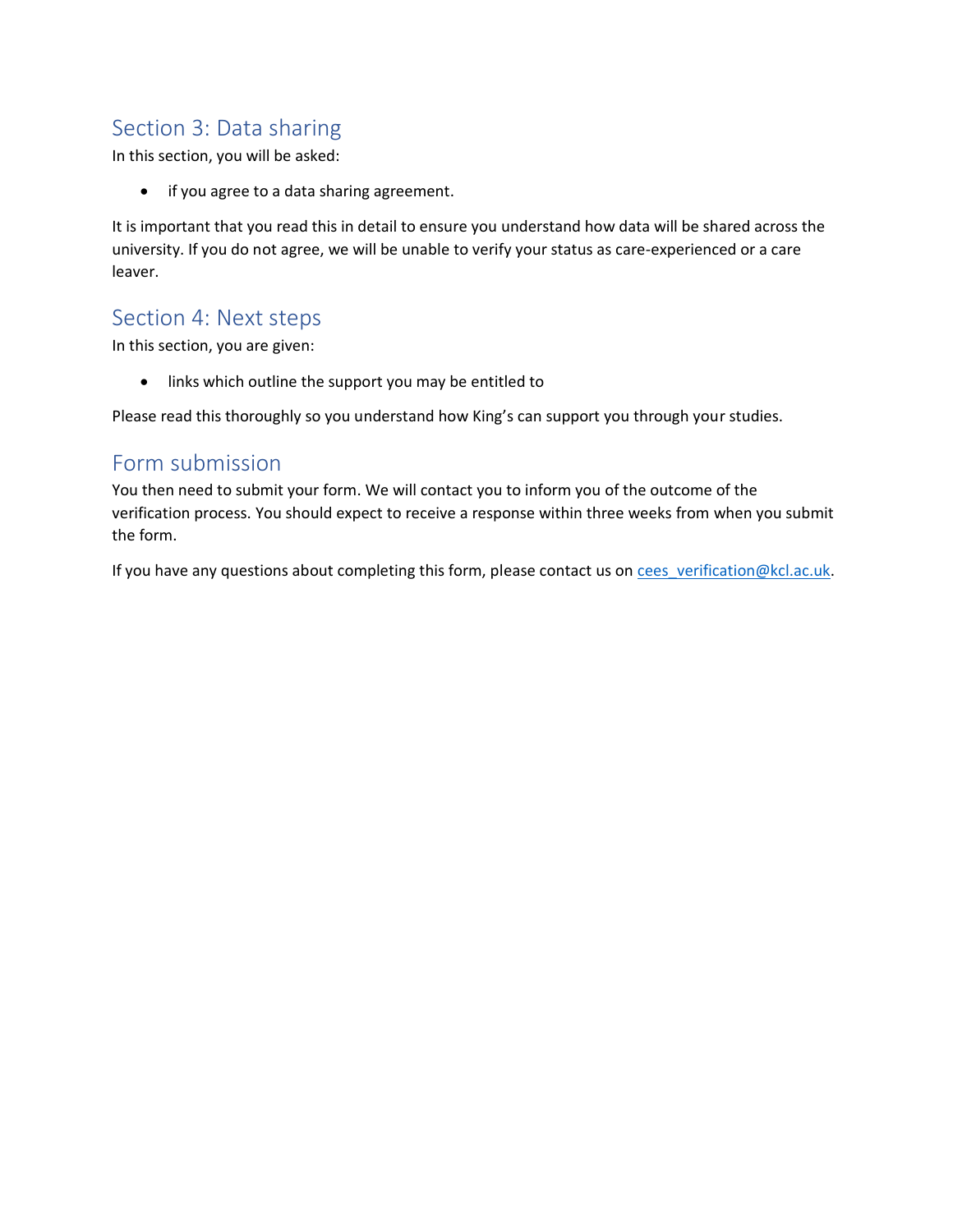## Section 3: Data sharing

In this section, you will be asked:

- if you agree to a data sharing agreement.

It is important that you read this in detail to ensure you understand how data will be shared across the university. If you do not agree, we will be unable to verify your status as care-experienced or a care leaver.

## Section 4: Next steps

In this section, you are given:

- links which outline the support you may be entitled to

Please read this thoroughly so you understand how King's can support you through your studies.

## Form submission

You then need to submit your form. We will contact you to inform you of the outcome of the verification process. You should expect to receive a response within three weeks from when you submit the form.

If you have any questions about completing this form, please contact us on cees_verification@kcl.ac.uk.